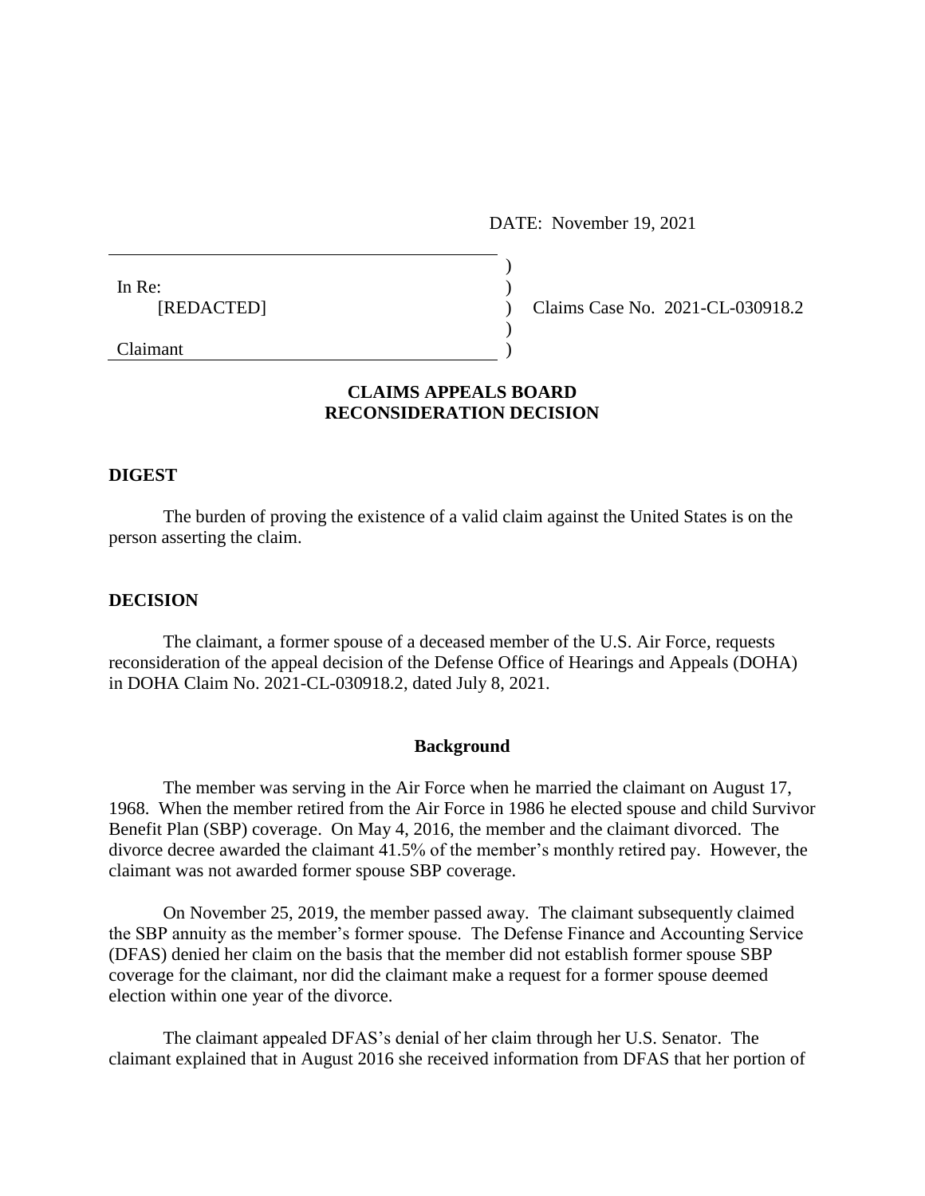DATE: November 19, 2021

In Re:
[REDACTED]

Claimant

Claims Case No. 2021-CL-030918.2

## CLAIMS APPEALS BOARD RECONSIDERATION DECISION

### DIGEST

The burden of proving the existence of a valid claim against the United States is on the person asserting the claim.

### DECISION

The claimant, a former spouse of a deceased member of the U.S. Air Force, requests reconsideration of the appeal decision of the Defense Office of Hearings and Appeals (DOHA) in DOHA Claim No. 2021-CL-030918.2, dated July 8, 2021.

#### Background

The member was serving in the Air Force when he married the claimant on August 17, 1968. When the member retired from the Air Force in 1986 he elected spouse and child Survivor Benefit Plan (SBP) coverage. On May 4, 2016, the member and the claimant divorced. The divorce decree awarded the claimant 41.5% of the member's monthly retired pay. However, the claimant was not awarded former spouse SBP coverage.

On November 25, 2019, the member passed away. The claimant subsequently claimed the SBP annuity as the member's former spouse. The Defense Finance and Accounting Service (DFAS) denied her claim on the basis that the member did not establish former spouse SBP coverage for the claimant, nor did the claimant make a request for a former spouse deemed election within one year of the divorce.

The claimant appealed DFAS's denial of her claim through her U.S. Senator. The claimant explained that in August 2016 she received information from DFAS that her portion of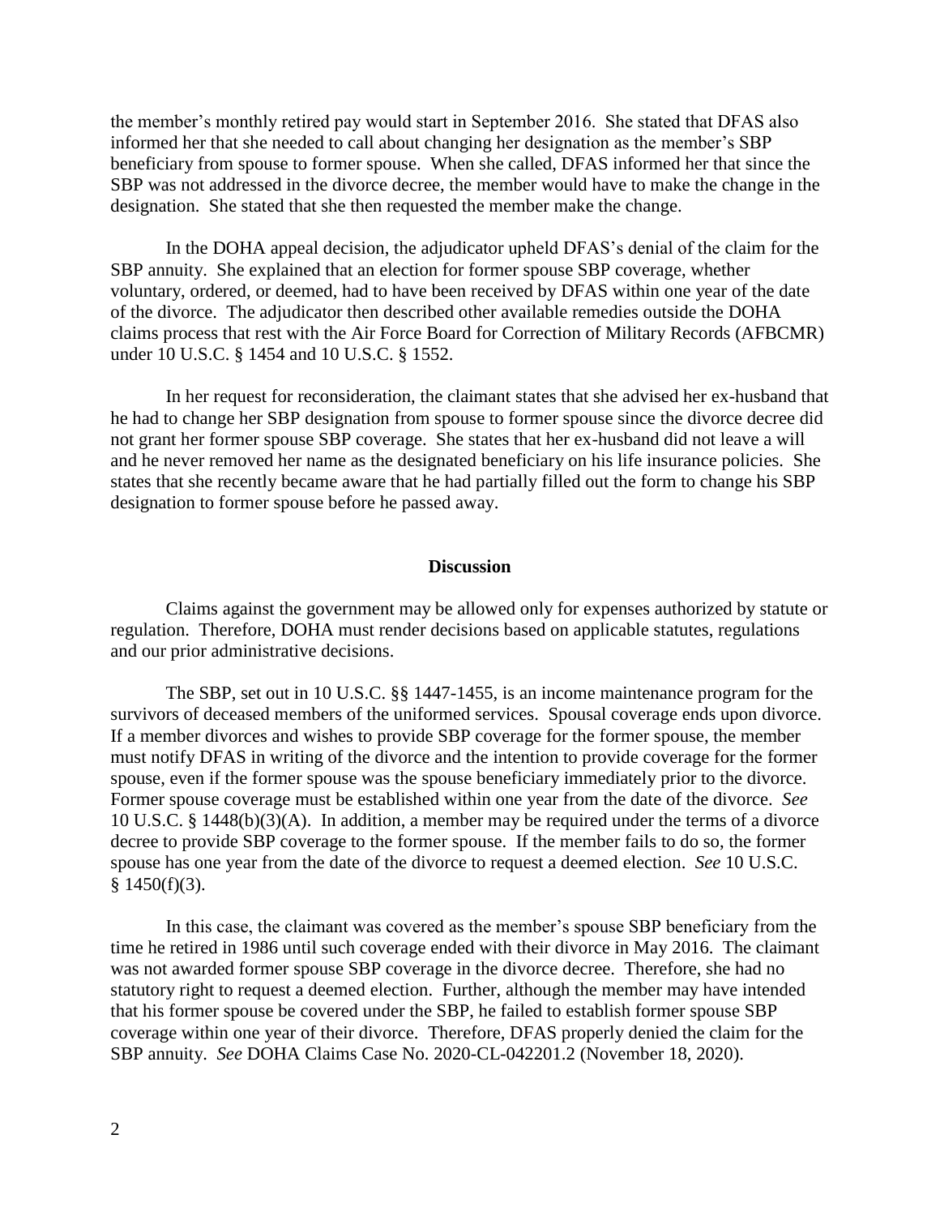the member's monthly retired pay would start in September 2016. She stated that DFAS also informed her that she needed to call about changing her designation as the member's SBP beneficiary from spouse to former spouse. When she called, DFAS informed her that since the SBP was not addressed in the divorce decree, the member would have to make the change in the designation. She stated that she then requested the member make the change.

In the DOHA appeal decision, the adjudicator upheld DFAS's denial of the claim for the SBP annuity. She explained that an election for former spouse SBP coverage, whether voluntary, ordered, or deemed, had to have been received by DFAS within one year of the date of the divorce. The adjudicator then described other available remedies outside the DOHA claims process that rest with the Air Force Board for Correction of Military Records (AFBCMR) under 10 U.S.C. § 1454 and 10 U.S.C. § 1552.

In her request for reconsideration, the claimant states that she advised her ex-husband that he had to change her SBP designation from spouse to former spouse since the divorce decree did not grant her former spouse SBP coverage. She states that her ex-husband did not leave a will and he never removed her name as the designated beneficiary on his life insurance policies. She states that she recently became aware that he had partially filled out the form to change his SBP designation to former spouse before he passed away.

## Discussion

Claims against the government may be allowed only for expenses authorized by statute or regulation. Therefore, DOHA must render decisions based on applicable statutes, regulations and our prior administrative decisions.

The SBP, set out in 10 U.S.C. §§ 1447-1455, is an income maintenance program for the survivors of deceased members of the uniformed services. Spousal coverage ends upon divorce. If a member divorces and wishes to provide SBP coverage for the former spouse, the member must notify DFAS in writing of the divorce and the intention to provide coverage for the former spouse, even if the former spouse was the spouse beneficiary immediately prior to the divorce. Former spouse coverage must be established within one year from the date of the divorce. *See* 10 U.S.C. § 1448(b)(3)(A). In addition, a member may be required under the terms of a divorce decree to provide SBP coverage to the former spouse. If the member fails to do so, the former spouse has one year from the date of the divorce to request a deemed election. *See* 10 U.S.C. § 1450(f)(3).

In this case, the claimant was covered as the member's spouse SBP beneficiary from the time he retired in 1986 until such coverage ended with their divorce in May 2016. The claimant was not awarded former spouse SBP coverage in the divorce decree. Therefore, she had no statutory right to request a deemed election. Further, although the member may have intended that his former spouse be covered under the SBP, he failed to establish former spouse SBP coverage within one year of their divorce. Therefore, DFAS properly denied the claim for the SBP annuity. *See* DOHA Claims Case No. 2020-CL-042201.2 (November 18, 2020).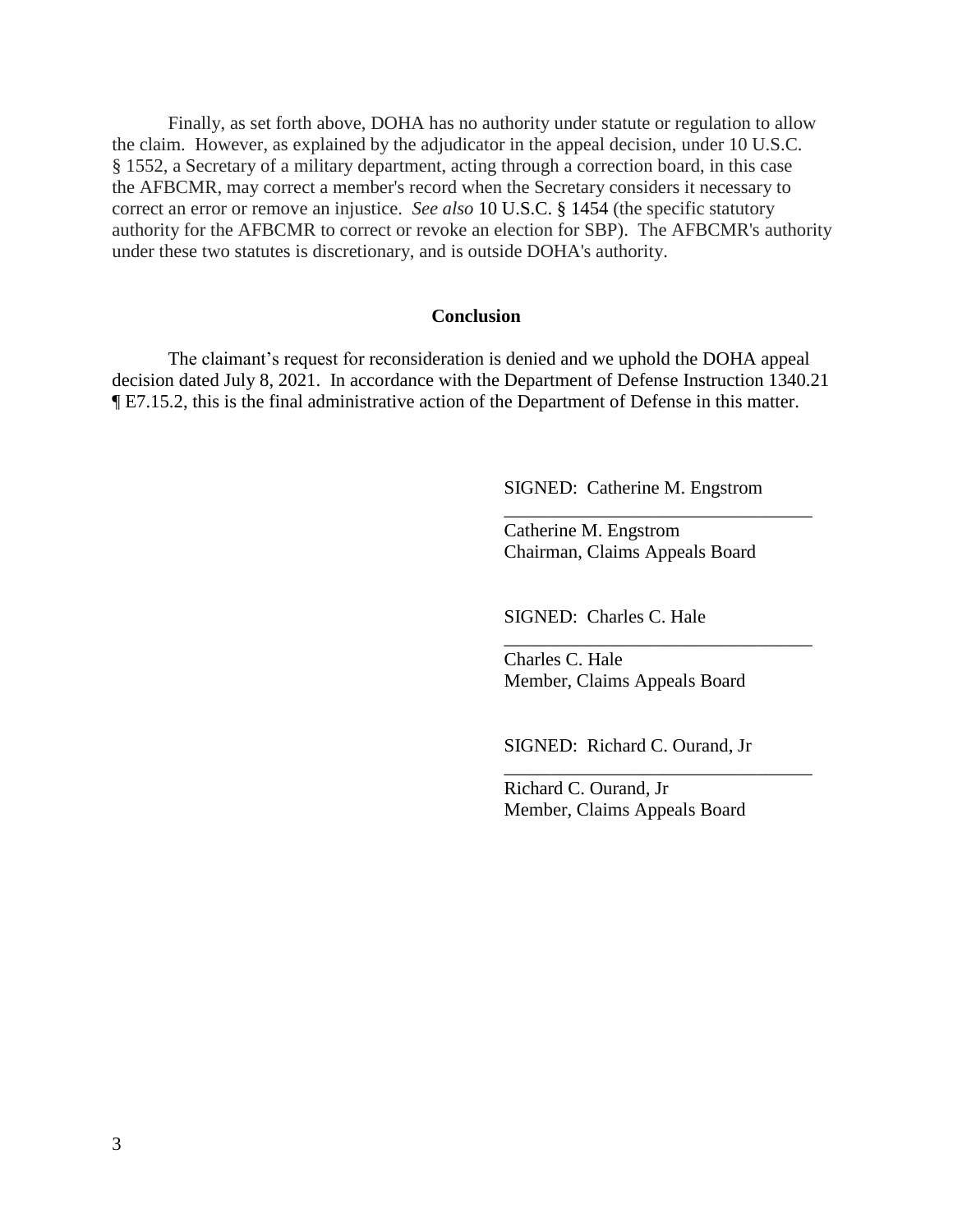Finally, as set forth above, DOHA has no authority under statute or regulation to allow the claim. However, as explained by the adjudicator in the appeal decision, under 10 U.S.C. § 1552, a Secretary of a military department, acting through a correction board, in this case the AFBCMR, may correct a member's record when the Secretary considers it necessary to correct an error or remove an injustice. *See also* 10 U.S.C. § 1454 (the specific statutory authority for the AFBCMR to correct or revoke an election for SBP). The AFBCMR's authority under these two statutes is discretionary, and is outside DOHA's authority.

## Conclusion

The claimant's request for reconsideration is denied and we uphold the DOHA appeal decision dated July 8, 2021. In accordance with the Department of Defense Instruction 1340.21 ¶ E7.15.2, this is the final administrative action of the Department of Defense in this matter.

SIGNED: Catherine M. Engstrom

\_\_\_\_\_\_\_\_\_\_\_\_\_\_\_\_\_\_\_\_\_\_\_\_\_\_\_\_\_\_\_\_\_\_

Catherine M. Engstrom
Chairman, Claims Appeals Board

SIGNED: Charles C. Hale

\_\_\_\_\_\_\_\_\_\_\_\_\_\_\_\_\_\_\_\_\_\_\_\_\_\_\_\_\_\_\_\_\_\_

Charles C. Hale
Member, Claims Appeals Board

SIGNED: Richard C. Ourand, Jr

\_\_\_\_\_\_\_\_\_\_\_\_\_\_\_\_\_\_\_\_\_\_\_\_\_\_\_\_\_\_\_\_\_\_

Richard C. Ourand, Jr
Member, Claims Appeals Board